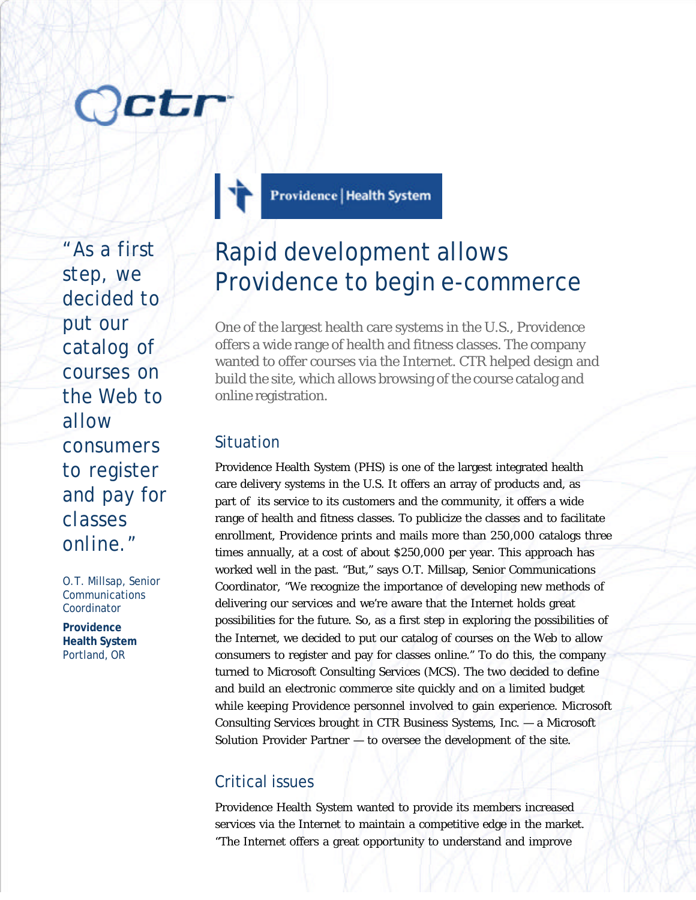ctr

Providence | Health System

# Rapid development allows Providence to begin e-commerce

> "As a first step, we decided to put our catalog of courses on the Web to allow consumers to register and pay for classes online."
>
> O.T. Millsap, Senior Communications Coordinator
>
> **Providence Health System**
> Portland, OR

One of the largest health care systems in the U.S., Providence offers a wide range of health and fitness classes. The company wanted to offer courses via the Internet. CTR helped design and build the site, which allows browsing of the course catalog and online registration.

## Situation

Providence Health System (PHS) is one of the largest integrated health care delivery systems in the U.S. It offers an array of products and, as part of its service to its customers and the community, it offers a wide range of health and fitness classes. To publicize the classes and to facilitate enrollment, Providence prints and mails more than 250,000 catalogs three times annually, at a cost of about $250,000 per year. This approach has worked well in the past. "But," says O.T. Millsap, Senior Communications Coordinator, "We recognize the importance of developing new methods of delivering our services and we're aware that the Internet holds great possibilities for the future. So, as a first step in exploring the possibilities of the Internet, we decided to put our catalog of courses on the Web to allow consumers to register and pay for classes online." To do this, the company turned to Microsoft Consulting Services (MCS). The two decided to define and build an electronic commerce site quickly and on a limited budget while keeping Providence personnel involved to gain experience. Microsoft Consulting Services brought in CTR Business Systems, Inc. — a Microsoft Solution Provider Partner — to oversee the development of the site.

## Critical issues

Providence Health System wanted to provide its members increased services via the Internet to maintain a competitive edge in the market. "The Internet offers a great opportunity to understand and improve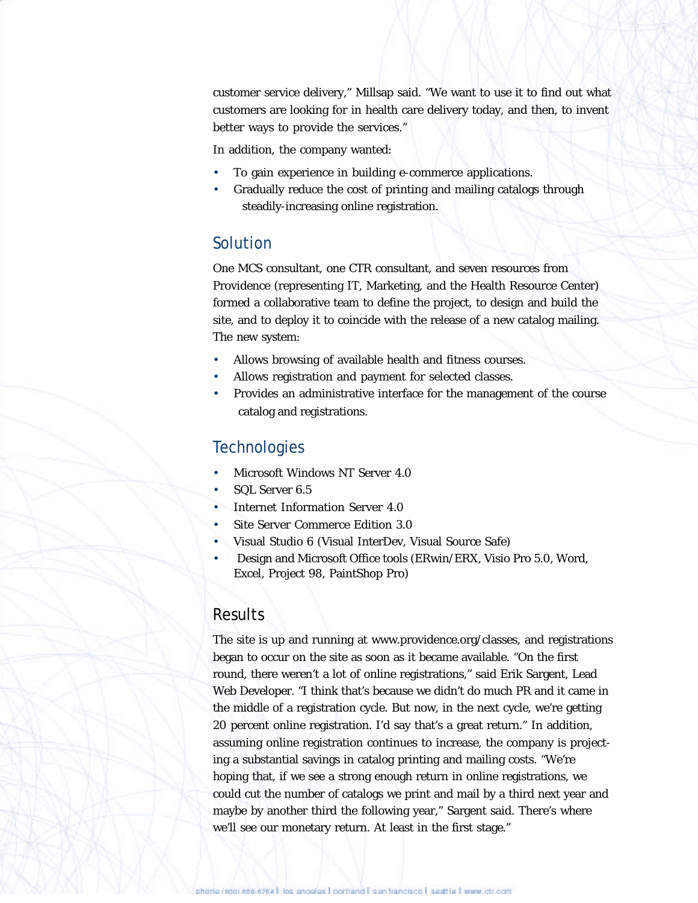customer service delivery," Millsap said. "We want to use it to find out what customers are looking for in health care delivery today, and then, to invent better ways to provide the services."

In addition, the company wanted:

- To gain experience in building e-commerce applications.
- Gradually reduce the cost of printing and mailing catalogs through steadily-increasing online registration.

## Solution

One MCS consultant, one CTR consultant, and seven resources from Providence (representing IT, Marketing, and the Health Resource Center) formed a collaborative team to define the project, to design and build the site, and to deploy it to coincide with the release of a new catalog mailing. The new system:

- Allows browsing of available health and fitness courses.
- Allows registration and payment for selected classes.
- Provides an administrative interface for the management of the course catalog and registrations.

## Technologies

- Microsoft Windows NT Server 4.0
- SQL Server 6.5
- Internet Information Server 4.0
- Site Server Commerce Edition 3.0
- Visual Studio 6 (Visual InterDev, Visual Source Safe)
- Design and Microsoft Office tools (ERwin/ERX, Visio Pro 5.0, Word, Excel, Project 98, PaintShop Pro)

## Results

The site is up and running at www.providence.org/classes, and registrations began to occur on the site as soon as it became available. "On the first round, there weren't a lot of online registrations," said Erik Sargent, Lead Web Developer. "I think that's because we didn't do much PR and it came in the middle of a registration cycle. But now, in the next cycle, we're getting 20 percent online registration. I'd say that's a great return." In addition, assuming online registration continues to increase, the company is projecting a substantial savings in catalog printing and mailing costs. "We're hoping that, if we see a strong enough return in online registrations, we could cut the number of catalogs we print and mail by a third next year and maybe by another third the following year," Sargent said. There's where we'll see our monetary return. At least in the first stage."